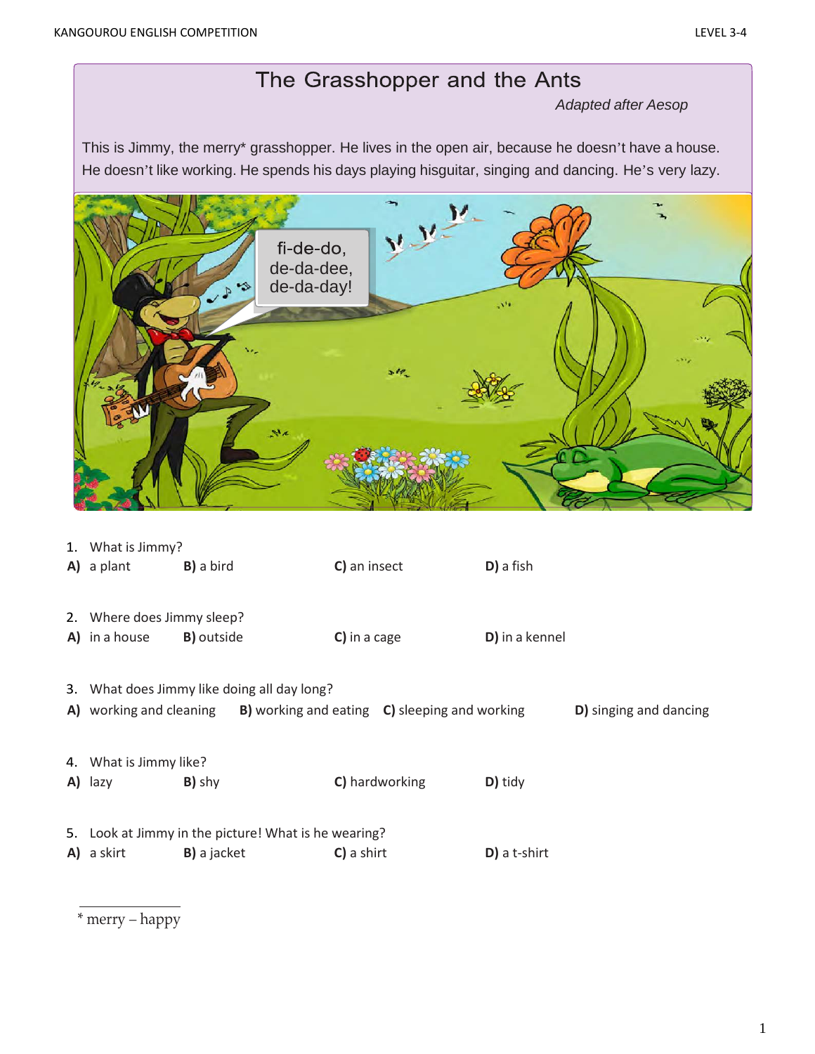# The Grasshopper and the Ants

*Adapted after Aesop*

This is Jimmy, the merry* grasshopper. He lives in the open air, because he doesn't have a house. He doesn't like working. He spends his days playing hisguitar, singing and dancing. He's very lazy.

1. What is Jimmy?

**A)** a plant **B)** a bird **C)** an insect **D)** a fish

2. Where does Jimmy sleep?

**A)** in a house **B)** outside **C)** in a cage **D)** in a kennel

3. What does Jimmy like doing all day long?

**A)** working and cleaning **B)** working and eating **C)** sleeping and working **D)** singing and dancing

4. What is Jimmy like?

**A)** lazy **B)** shy **C)** hardworking **D)** tidy

5. Look at Jimmy in the picture! What is he wearing?

**A)** a skirt **B)** a jacket **C)** a shirt **D)** a t-shirt

---

* merry – happy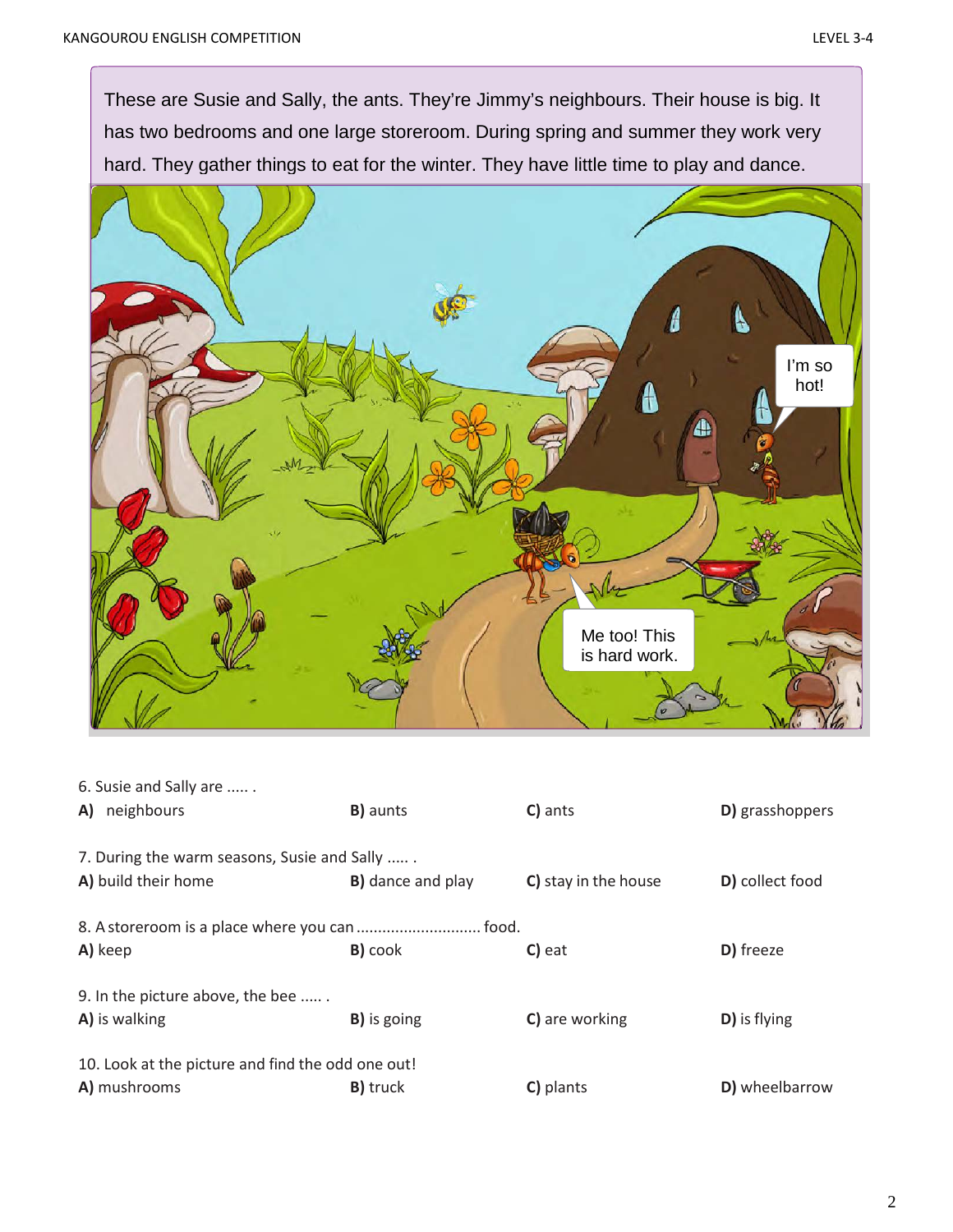These are Susie and Sally, the ants. They're Jimmy's neighbours. Their house is big. It has two bedrooms and one large storeroom. During spring and summer they work very hard. They gather things to eat for the winter. They have little time to play and dance.

6. Susie and Sally are ..... .

**A)** neighbours **B)** aunts **C)** ants **D)** grasshoppers

7. During the warm seasons, Susie and Sally ..... .

**A)** build their home **B)** dance and play **C)** stay in the house **D)** collect food

8. A storeroom is a place where you can ............................ food.

**A)** keep **B)** cook **C)** eat **D)** freeze

9. In the picture above, the bee ..... .

**A)** is walking **B)** is going **C)** are working **D)** is flying

10. Look at the picture and find the odd one out!

**A)** mushrooms **B)** truck **C)** plants **D)** wheelbarrow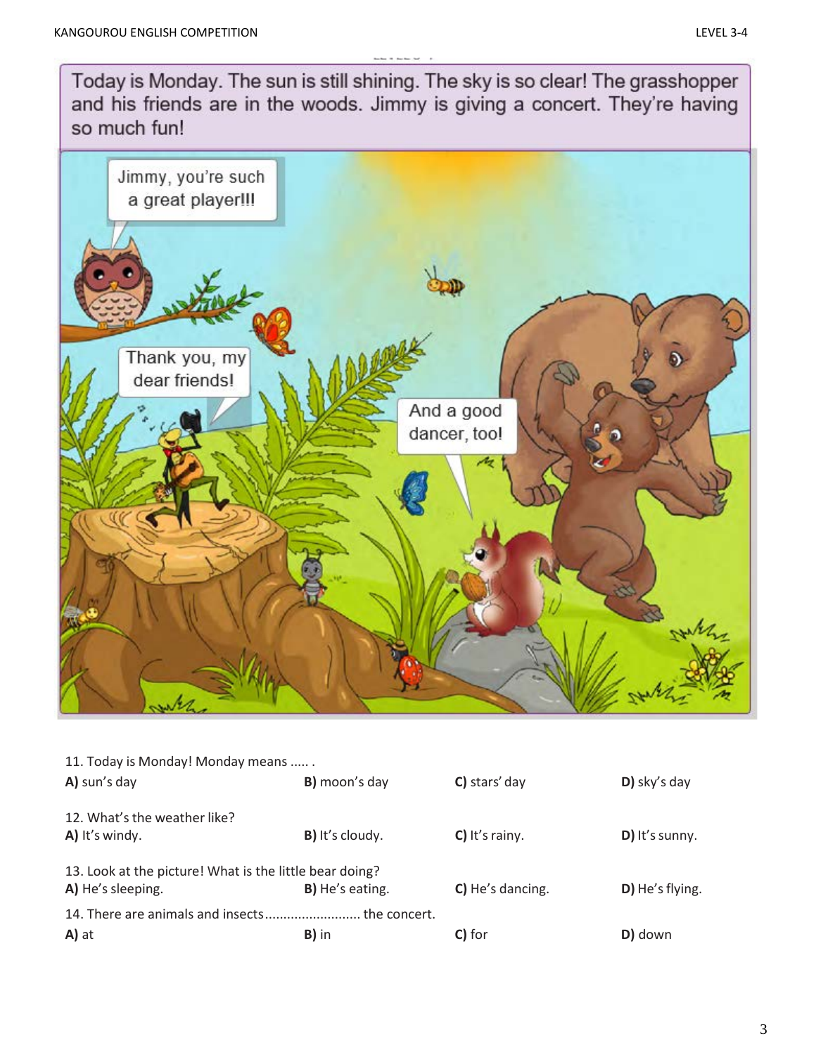Today is Monday. The sun is still shining. The sky is so clear! The grasshopper and his friends are in the woods. Jimmy is giving a concert. They're having so much fun!

Jimmy, you're such a great player!!!

Thank you, my dear friends!

And a good dancer, too!

11. Today is Monday! Monday means ..... .

**A)** sun's day **B)** moon's day **C)** stars' day **D)** sky's day

12. What's the weather like?

**A)** It's windy. **B)** It's cloudy. **C)** It's rainy. **D)** It's sunny.

13. Look at the picture! What is the little bear doing?

**A)** He's sleeping. **B)** He's eating. **C)** He's dancing. **D)** He's flying.

14. There are animals and insects.......................... the concert.

**A)** at **B)** in **C)** for **D)** down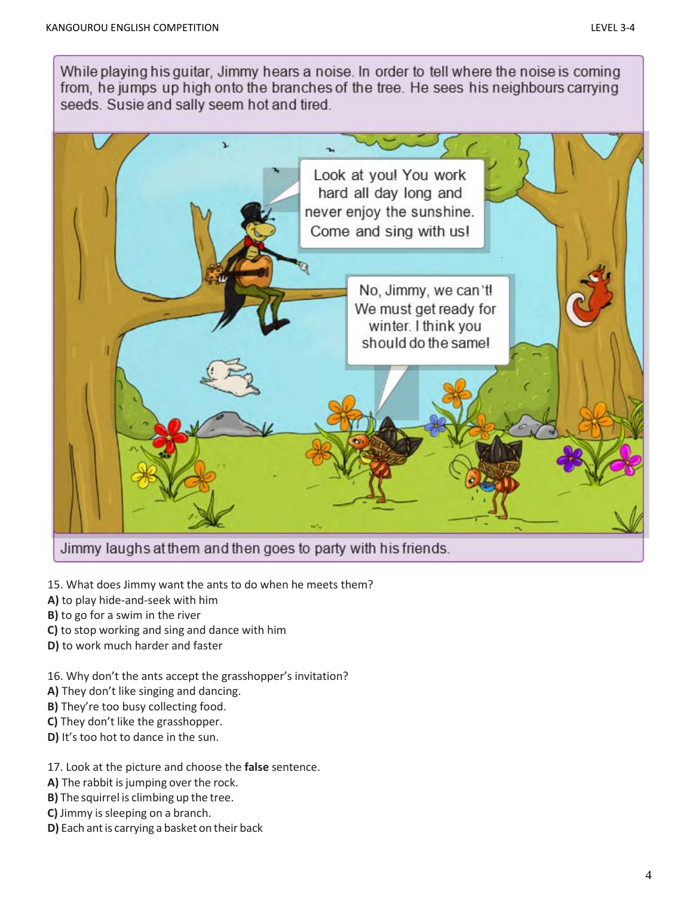While playing his guitar, Jimmy hears a noise. In order to tell where the noise is coming from, he jumps up high onto the branches of the tree. He sees his neighbours carrying seeds. Susie and sally seem hot and tired.

Look at you! You work hard all day long and never enjoy the sunshine. Come and sing with us!

No, Jimmy, we can't! We must get ready for winter. I think you should do the same!

Jimmy laughs at them and then goes to party with his friends.

15. What does Jimmy want the ants to do when he meets them?
**A)** to play hide-and-seek with him
**B)** to go for a swim in the river
**C)** to stop working and sing and dance with him
**D)** to work much harder and faster

16. Why don't the ants accept the grasshopper's invitation?
**A)** They don't like singing and dancing.
**B)** They're too busy collecting food.
**C)** They don't like the grasshopper.
**D)** It's too hot to dance in the sun.

17. Look at the picture and choose the **false** sentence.
**A)** The rabbit is jumping over the rock.
**B)** The squirrel is climbing up the tree.
**C)** Jimmy is sleeping on a branch.
**D)** Each ant is carrying a basket on their back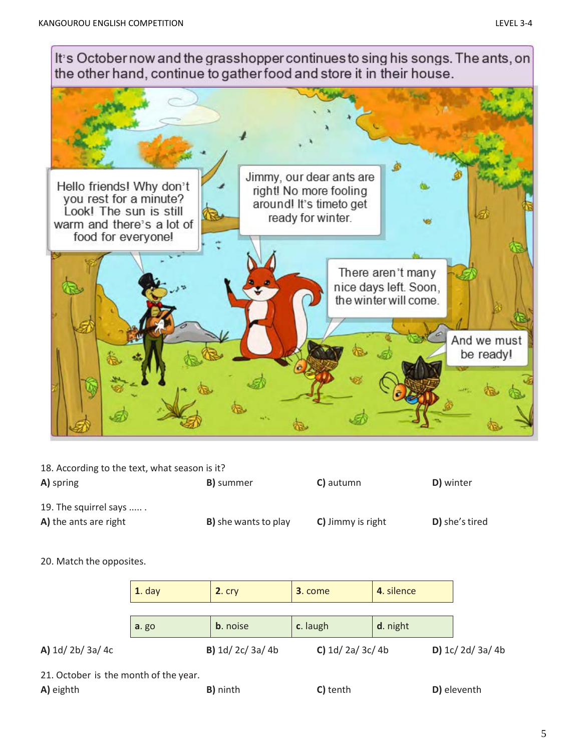It's October now and the grasshopper continues to sing his songs. The ants, on the other hand, continue to gather food and store it in their house.

Hello friends! Why don't you rest for a minute? Look! The sun is still warm and there's a lot of food for everyone!

Jimmy, our dear ants are right! No more fooling around! It's timeto get ready for winter.

There aren't many nice days left. Soon, the winter will come.

And we must be ready!

18. According to the text, what season is it?

**A)** spring **B)** summer **C)** autumn **D)** winter

19. The squirrel says ..... .

**A)** the ants are right **B)** she wants to play **C)** Jimmy is right **D)** she's tired

20. Match the opposites.

| **1**. day | **2**. cry | **3**. come | **4**. silence |
|---|---|---|---|
| **a**. go | **b**. noise | **c**. laugh | **d**. night |

**A)** 1d/ 2b/ 3a/ 4c **B)** 1d/ 2c/ 3a/ 4b **C)** 1d/ 2a/ 3c/ 4b **D)** 1c/ 2d/ 3a/ 4b

21. October is the month of the year.

**A)** eighth **B)** ninth **C)** tenth **D)** eleventh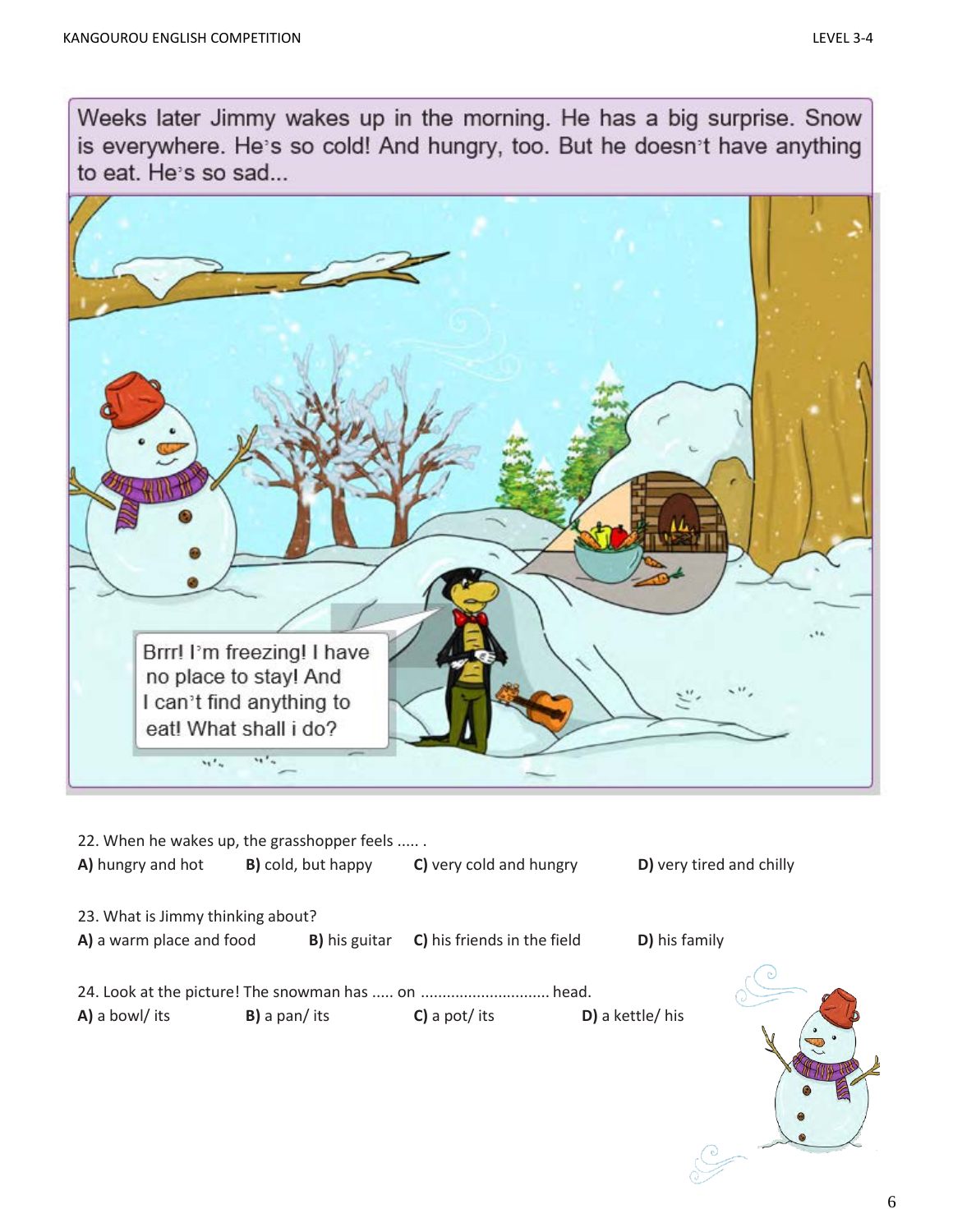Weeks later Jimmy wakes up in the morning. He has a big surprise. Snow is everywhere. He's so cold! And hungry, too. But he doesn't have anything to eat. He's so sad...

Brrr! I'm freezing! I have no place to stay! And I can't find anything to eat! What shall i do?

22. When he wakes up, the grasshopper feels ..... .

**A)** hungry and hot **B)** cold, but happy **C)** very cold and hungry **D)** very tired and chilly

23. What is Jimmy thinking about?

**A)** a warm place and food **B)** his guitar **C)** his friends in the field **D)** his family

24. Look at the picture! The snowman has ..... on .............................. head.

**A)** a bowl/ its **B)** a pan/ its **C)** a pot/ its **D)** a kettle/ his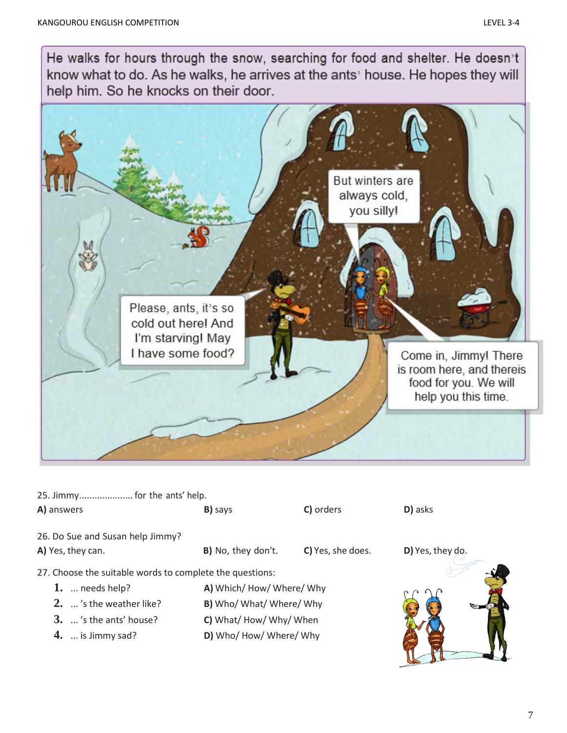He walks for hours through the snow, searching for food and shelter. He doesn't know what to do. As he walks, he arrives at the ants' house. He hopes they will help him. So he knocks on their door.

But winters are always cold, you silly!

Please, ants, it's so cold out here! And I'm starving! May I have some food?

Come in, Jimmy! There is room here, and thereis food for you. We will help you this time.

25. Jimmy.................... for the ants' help.

**A)** answers **B)** says **C)** orders **D)** asks

26. Do Sue and Susan help Jimmy?

**A)** Yes, they can. **B)** No, they don't. **C)** Yes, she does. **D)** Yes, they do.

27. Choose the suitable words to complete the questions:

1. ... needs help?
2. ... 's the weather like?
3. ... 's the ants' house?
4. ... is Jimmy sad?

**A)** Which/ How/ Where/ Why
**B)** Who/ What/ Where/ Why
**C)** What/ How/ Why/ When
**D)** Who/ How/ Where/ Why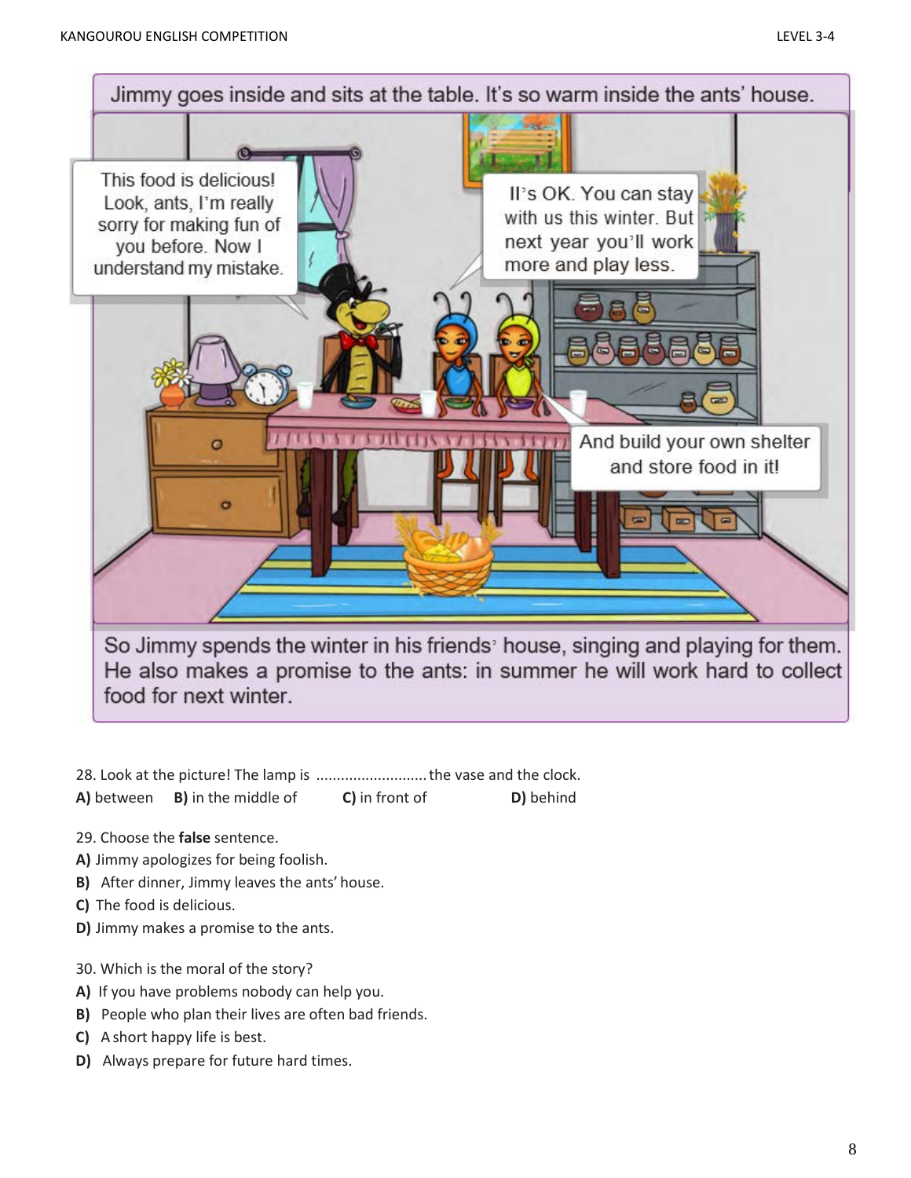Jimmy goes inside and sits at the table. It's so warm inside the ants' house.

This food is delicious! Look, ants, I'm really sorry for making fun of you before. Now I understand my mistake.

It's OK. You can stay with us this winter. But next year you'll work more and play less.

And build your own shelter and store food in it!

So Jimmy spends the winter in his friends' house, singing and playing for them. He also makes a promise to the ants: in summer he will work hard to collect food for next winter.

28. Look at the picture! The lamp is ........................... the vase and the clock.

**A)** between **B)** in the middle of **C)** in front of **D)** behind

29. Choose the **false** sentence.

**A)** Jimmy apologizes for being foolish.
**B)** After dinner, Jimmy leaves the ants' house.
**C)** The food is delicious.
**D)** Jimmy makes a promise to the ants.

30. Which is the moral of the story?

**A)** If you have problems nobody can help you.
**B)** People who plan their lives are often bad friends.
**C)** A short happy life is best.
**D)** Always prepare for future hard times.